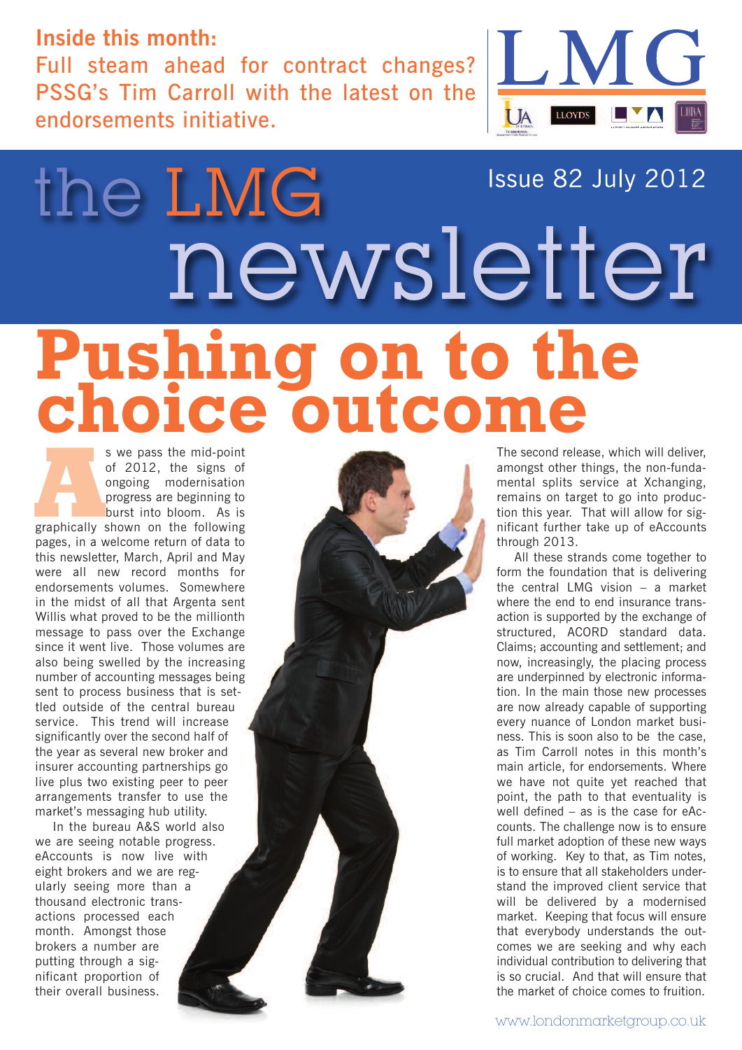**Inside this month:**
Full steam ahead for contract changes? PSSG's Tim Carroll with the latest on the endorsements initiative.

LMG

# the LMG newsletter

Issue 82 July 2012

# Pushing on to the choice outcome

As we pass the mid-point of 2012, the signs of ongoing modernisation progress are beginning to burst into bloom. As is graphically shown on the following pages, in a welcome return of data to this newsletter, March, April and May were all new record months for endorsements volumes. Somewhere in the midst of all that Argenta sent Willis what proved to be the millionth message to pass over the Exchange since it went live. Those volumes are also being swelled by the increasing number of accounting messages being sent to process business that is settled outside of the central bureau service. This trend will increase significantly over the second half of the year as several new broker and insurer accounting partnerships go live plus two existing peer to peer arrangements transfer to use the market's messaging hub utility.

In the bureau A&S world also we are seeing notable progress. eAccounts is now live with eight brokers and we are regularly seeing more than a thousand electronic transactions processed each month. Amongst those brokers a number are putting through a significant proportion of their overall business.

The second release, which will deliver, amongst other things, the non-fundamental splits service at Xchanging, remains on target to go into production this year. That will allow for significant further take up of eAccounts through 2013.

All these strands come together to form the foundation that is delivering the central LMG vision – a market where the end to end insurance transaction is supported by the exchange of structured, ACORD standard data. Claims; accounting and settlement; and now, increasingly, the placing process are underpinned by electronic information. In the main those new processes are now already capable of supporting every nuance of London market business. This is soon also to be the case, as Tim Carroll notes in this month's main article, for endorsements. Where we have not quite yet reached that point, the path to that eventuality is well defined – as is the case for eAccounts. The challenge now is to ensure full market adoption of these new ways of working. Key to that, as Tim notes, is to ensure that all stakeholders understand the improved client service that will be delivered by a modernised market. Keeping that focus will ensure that everybody understands the outcomes we are seeking and why each individual contribution to delivering that is so crucial. And that will ensure that the market of choice comes to fruition.

www.londonmarketgroup.co.uk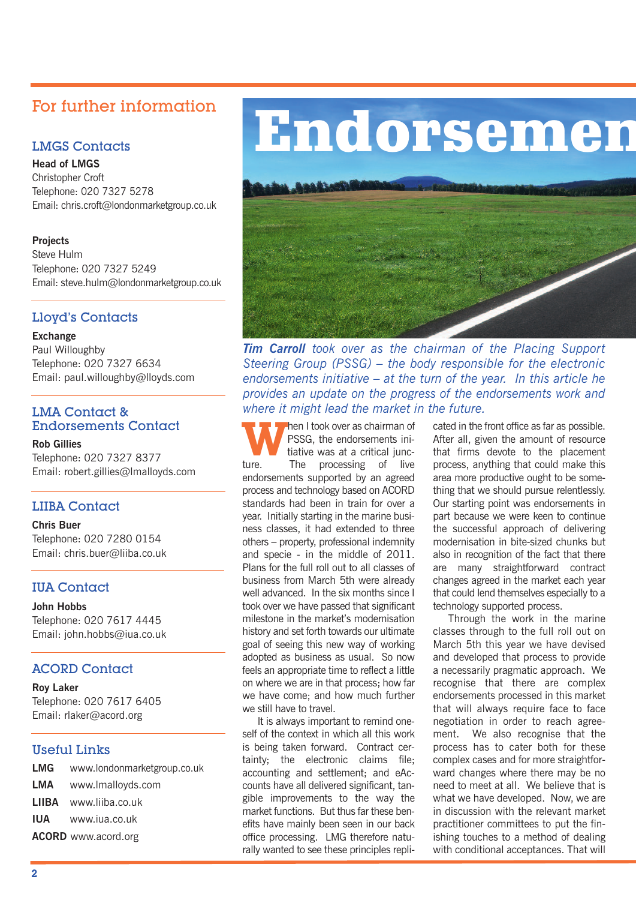## For further information

### LMGS Contacts

**Head of LMGS**
Christopher Croft
Telephone: 020 7327 5278
Email: chris.croft@londonmarketgroup.co.uk

**Projects**
Steve Hulm
Telephone: 020 7327 5249
Email: steve.hulm@londonmarketgroup.co.uk

### Lloyd's Contacts

**Exchange**
Paul Willoughby
Telephone: 020 7327 6634
Email: paul.willoughby@lloyds.com

### LMA Contact & Endorsements Contact

**Rob Gillies**
Telephone: 020 7327 8377
Email: robert.gillies@lmalloyds.com

### LIIBA Contact

**Chris Buer**
Telephone: 020 7280 0154
Email: chris.buer@liiba.co.uk

### IUA Contact

**John Hobbs**
Telephone: 020 7617 4445
Email: john.hobbs@iua.co.uk

### ACORD Contact

**Roy Laker**
Telephone: 020 7617 6405
Email: rlaker@acord.org

### Useful Links

**LMG** www.londonmarketgroup.co.uk
**LMA** www.lmalloyds.com
**LIIBA** www.liiba.co.uk
**IUA** www.iua.co.uk
**ACORD** www.acord.org

# Endorsemen

***Tim Carroll** took over as the chairman of the Placing Support Steering Group (PSSG) – the body responsible for the electronic endorsements initiative – at the turn of the year. In this article he provides an update on the progress of the endorsements work and where it might lead the market in the future.*

When I took over as chairman of PSSG, the endorsements initiative was at a critical juncture. The processing of live endorsements supported by an agreed process and technology based on ACORD standards had been in train for over a year. Initially starting in the marine business classes, it had extended to three others – property, professional indemnity and specie - in the middle of 2011. Plans for the full roll out to all classes of business from March 5th were already well advanced. In the six months since I took over we have passed that significant milestone in the market's modernisation history and set forth towards our ultimate goal of seeing this new way of working adopted as business as usual. So now feels an appropriate time to reflect a little on where we are in that process; how far we have come; and how much further we still have to travel.

It is always important to remind oneself of the context in which all this work is being taken forward. Contract certainty; the electronic claims file; accounting and settlement; and eAccounts have all delivered significant, tangible improvements to the way the market functions. But thus far these benefits have mainly been seen in our back office processing. LMG therefore naturally wanted to see these principles replicated in the front office as far as possible. After all, given the amount of resource that firms devote to the placement process, anything that could make this area more productive ought to be something that we should pursue relentlessly. Our starting point was endorsements in part because we were keen to continue the successful approach of delivering modernisation in bite-sized chunks but also in recognition of the fact that there are many straightforward contract changes agreed in the market each year that could lend themselves especially to a technology supported process.

Through the work in the marine classes through to the full roll out on March 5th this year we have devised and developed that process to provide a necessarily pragmatic approach. We recognise that there are complex endorsements processed in this market that will always require face to face negotiation in order to reach agreement. We also recognise that the process has to cater both for these complex cases and for more straightforward changes where there may be no need to meet at all. We believe that is what we have developed. Now, we are in discussion with the relevant market practitioner committees to put the finishing touches to a method of dealing with conditional acceptances. That will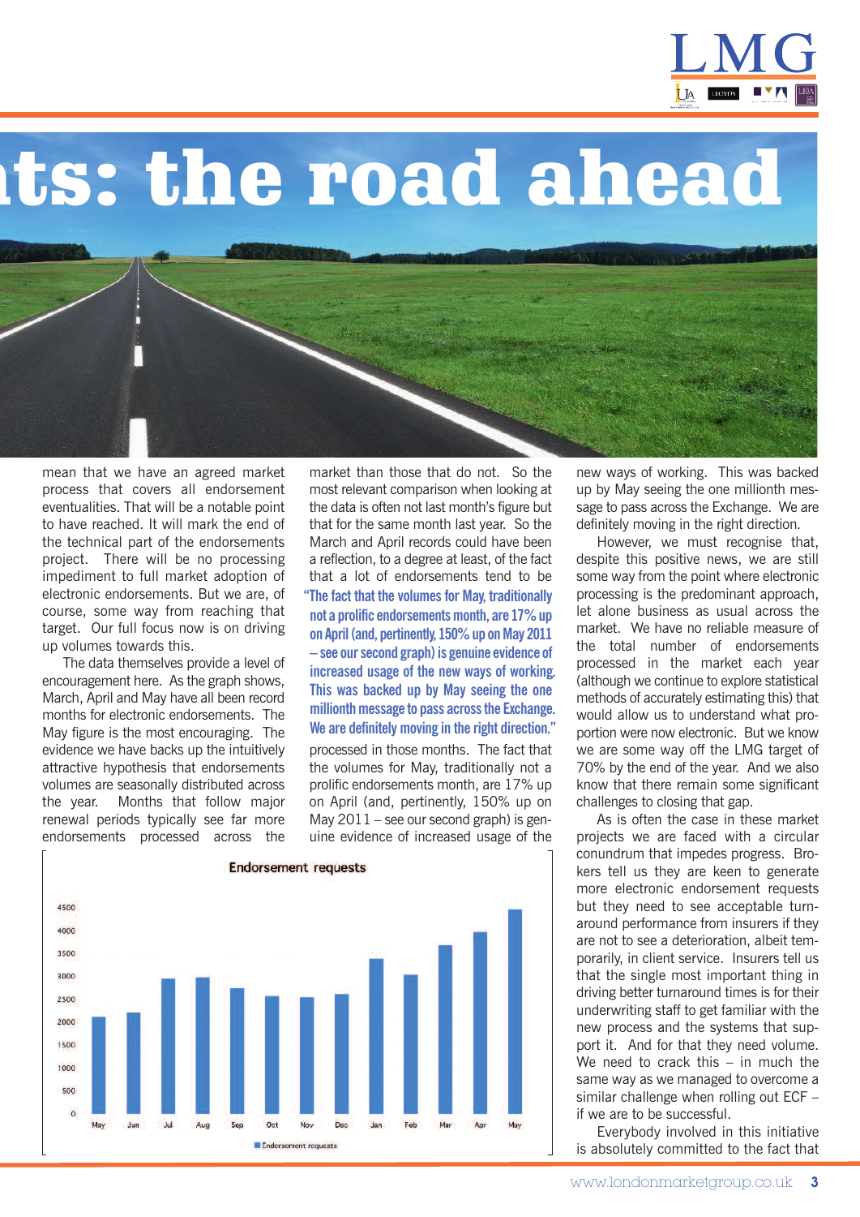# ts: the road ahead

mean that we have an agreed market process that covers all endorsement eventualities. That will be a notable point to have reached. It will mark the end of the technical part of the endorsements project. There will be no processing impediment to full market adoption of electronic endorsements. But we are, of course, some way from reaching that target. Our full focus now is on driving up volumes towards this.

The data themselves provide a level of encouragement here. As the graph shows, March, April and May have all been record months for electronic endorsements. The May figure is the most encouraging. The evidence we have backs up the intuitively attractive hypothesis that endorsements volumes are seasonally distributed across the year. Months that follow major renewal periods typically see far more endorsements processed across the market than those that do not. So the most relevant comparison when looking at the data is often not last month's figure but that for the same month last year. So the March and April records could have been a reflection, to a degree at least, of the fact that a lot of endorsements tend to be processed in those months. The fact that the volumes for May, traditionally not a prolific endorsements month, are 17% up on April (and, pertinently, 150% up on May 2011 – see our second graph) is genuine evidence of increased usage of the new ways of working. This was backed up by May seeing the one millionth message to pass across the Exchange. We are definitely moving in the right direction.

> "The fact that the volumes for May, traditionally not a prolific endorsements month, are 17% up on April (and, pertinently, 150% up on May 2011 – see our second graph) is genuine evidence of increased usage of the new ways of working. This was backed up by May seeing the one millionth message to pass across the Exchange. We are definitely moving in the right direction."

**Endorsement requests**

| Month | Endorsement requests (approx.) |
|---|---|
| May | 2150 |
| Jun | 2250 |
| Jul | 2950 |
| Aug | 2980 |
| Sep | 2750 |
| Oct | 2570 |
| Nov | 2550 |
| Dec | 2600 |
| Jan | 3400 |
| Feb | 3050 |
| Mar | 3700 |
| Apr | 3980 |
| May | 4470 |

However, we must recognise that, despite this positive news, we are still some way from the point where electronic processing is the predominant approach, let alone business as usual across the market. We have no reliable measure of the total number of endorsements processed in the market each year (although we continue to explore statistical methods of accurately estimating this) that would allow us to understand what proportion were now electronic. But we know we are some way off the LMG target of 70% by the end of the year. And we also know that there remain some significant challenges to closing that gap.

As is often the case in these market projects we are faced with a circular conundrum that impedes progress. Brokers tell us they are keen to generate more electronic endorsement requests but they need to see acceptable turnaround performance from insurers if they are not to see a deterioration, albeit temporarily, in client service. Insurers tell us that the single most important thing in driving better turnaround times is for their underwriting staff to get familiar with the new process and the systems that support it. And for that they need volume. We need to crack this – in much the same way as we managed to overcome a similar challenge when rolling out ECF – if we are to be successful.

Everybody involved in this initiative is absolutely committed to the fact that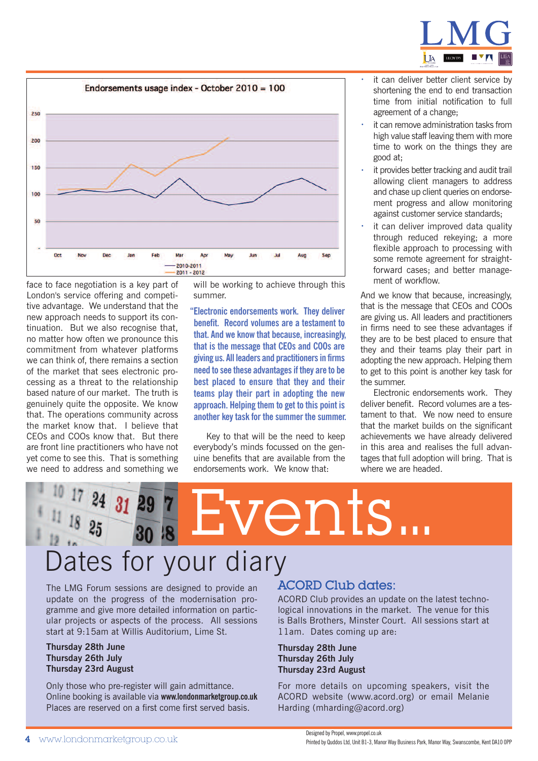Endorsements usage index - October 2010 = 100

250
200
150
100
50

Oct Nov Dec Jan Feb Mar Apr May Jun Jul Aug Sep

2010-2011
2011 - 2012

face to face negotiation is a key part of London's service offering and competitive advantage. We understand that the new approach needs to support its continuation. But we also recognise that, no matter how often we pronounce this commitment from whatever platforms we can think of, there remains a section of the market that sees electronic processing as a threat to the relationship based nature of our market. The truth is genuinely quite the opposite. We know that. The operations community across the market know that. I believe that CEOs and COOs know that. But there are front line practitioners who have not yet come to see this. That is something we need to address and something we will be working to achieve through this summer.

"Electronic endorsements work. They deliver benefit. Record volumes are a testament to that. And we know that because, increasingly, that is the message that CEOs and COOs are giving us. All leaders and practitioners in firms need to see these advantages if they are to be best placed to ensure that they and their teams play their part in adopting the new approach. Helping them to get to this point is another key task for the summer the summer.

Key to that will be the need to keep everybody's minds focussed on the genuine benefits that are available from the endorsements work. We know that:

- it can deliver better client service by shortening the end to end transaction time from initial notification to full agreement of a change;
- it can remove administration tasks from high value staff leaving them with more time to work on the things they are good at;
- it provides better tracking and audit trail allowing client managers to address and chase up client queries on endorsement progress and allow monitoring against customer service standards;
- it can deliver improved data quality through reduced rekeying; a more flexible approach to processing with some remote agreement for straight-forward cases; and better management of workflow.

And we know that because, increasingly, that is the message that CEOs and COOs are giving us. All leaders and practitioners in firms need to see these advantages if they are to be best placed to ensure that they and their teams play their part in adopting the new approach. Helping them to get to this point is another key task for the summer.

Electronic endorsements work. They deliver benefit. Record volumes are a testament to that. We now need to ensure that the market builds on the significant achievements we have already delivered in this area and realises the full advantages that full adoption will bring. That is where we are headed.

# Events...

## Dates for your diary

The LMG Forum sessions are designed to provide an update on the progress of the modernisation programme and give more detailed information on particular projects or aspects of the process. All sessions start at 9:15am at Willis Auditorium, Lime St.

**Thursday 28th June**
**Thursday 26th July**
**Thursday 23rd August**

Only those who pre-register will gain admittance.
Online booking is available via **www.londonmarketgroup.co.uk**
Places are reserved on a first come first served basis.

### ACORD Club dates:

ACORD Club provides an update on the latest technological innovations in the market. The venue for this is Balls Brothers, Minster Court. All sessions start at 11am. Dates coming up are:

**Thursday 28th June**
**Thursday 26th July**
**Thursday 23rd August**

For more details on upcoming speakers, visit the ACORD website (www.acord.org) or email Melanie Harding (mharding@acord.org)

Designed by Propel, www.propel.co.uk
Printed by Quddos Ltd, Unit B1-3, Manor Way Business Park, Manor Way, Swanscombe, Kent DA10 0PP